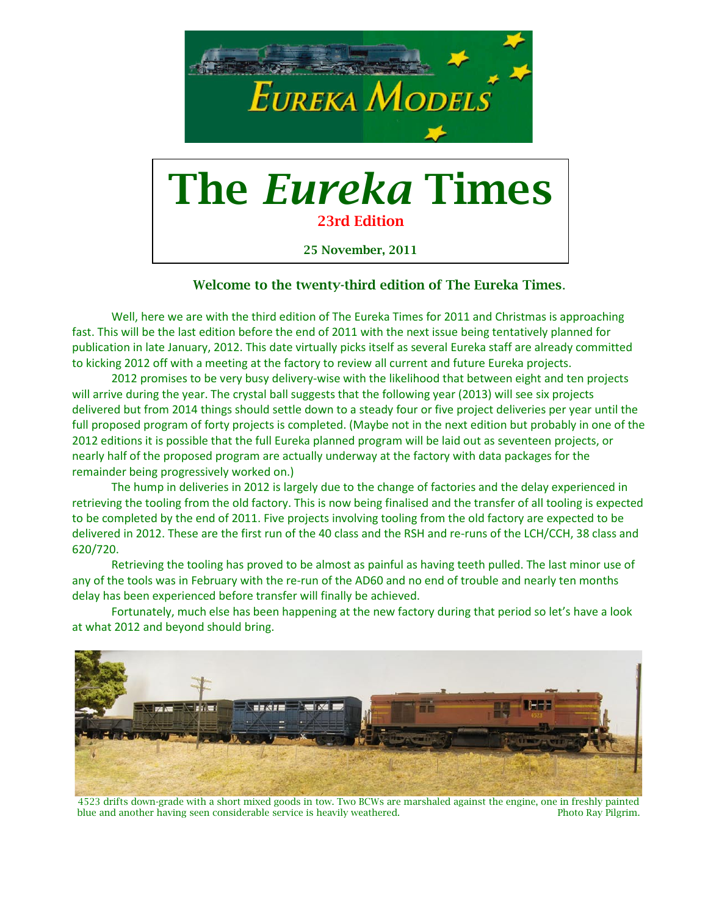# The *Eureka* Times

**23rd Edition**

**25 November, 2011**

## Welcome to the twenty-third edition of The Eureka Times.

Well, here we are with the third edition of The Eureka Times for 2011 and Christmas is approaching fast. This will be the last edition before the end of 2011 with the next issue being tentatively planned for publication in late January, 2012. This date virtually picks itself as several Eureka staff are already committed to kicking 2012 off with a meeting at the factory to review all current and future Eureka projects.

2012 promises to be very busy delivery-wise with the likelihood that between eight and ten projects will arrive during the year. The crystal ball suggests that the following year (2013) will see six projects delivered but from 2014 things should settle down to a steady four or five project deliveries per year until the full proposed program of forty projects is completed. (Maybe not in the next edition but probably in one of the 2012 editions it is possible that the full Eureka planned program will be laid out as seventeen projects, or nearly half of the proposed program are actually underway at the factory with data packages for the remainder being progressively worked on.)

The hump in deliveries in 2012 is largely due to the change of factories and the delay experienced in retrieving the tooling from the old factory. This is now being finalised and the transfer of all tooling is expected to be completed by the end of 2011. Five projects involving tooling from the old factory are expected to be delivered in 2012. These are the first run of the 40 class and the RSH and re-runs of the LCH/CCH, 38 class and 620/720.

Retrieving the tooling has proved to be almost as painful as having teeth pulled. The last minor use of any of the tools was in February with the re-run of the AD60 and no end of trouble and nearly ten months delay has been experienced before transfer will finally be achieved.

Fortunately, much else has been happening at the new factory during that period so let's have a look at what 2012 and beyond should bring.

4523 drifts down-grade with a short mixed goods in tow. Two BCWs are marshaled against the engine, one in freshly painted blue and another having seen considerable service is heavily weathered. Photo Ray Pilgrim.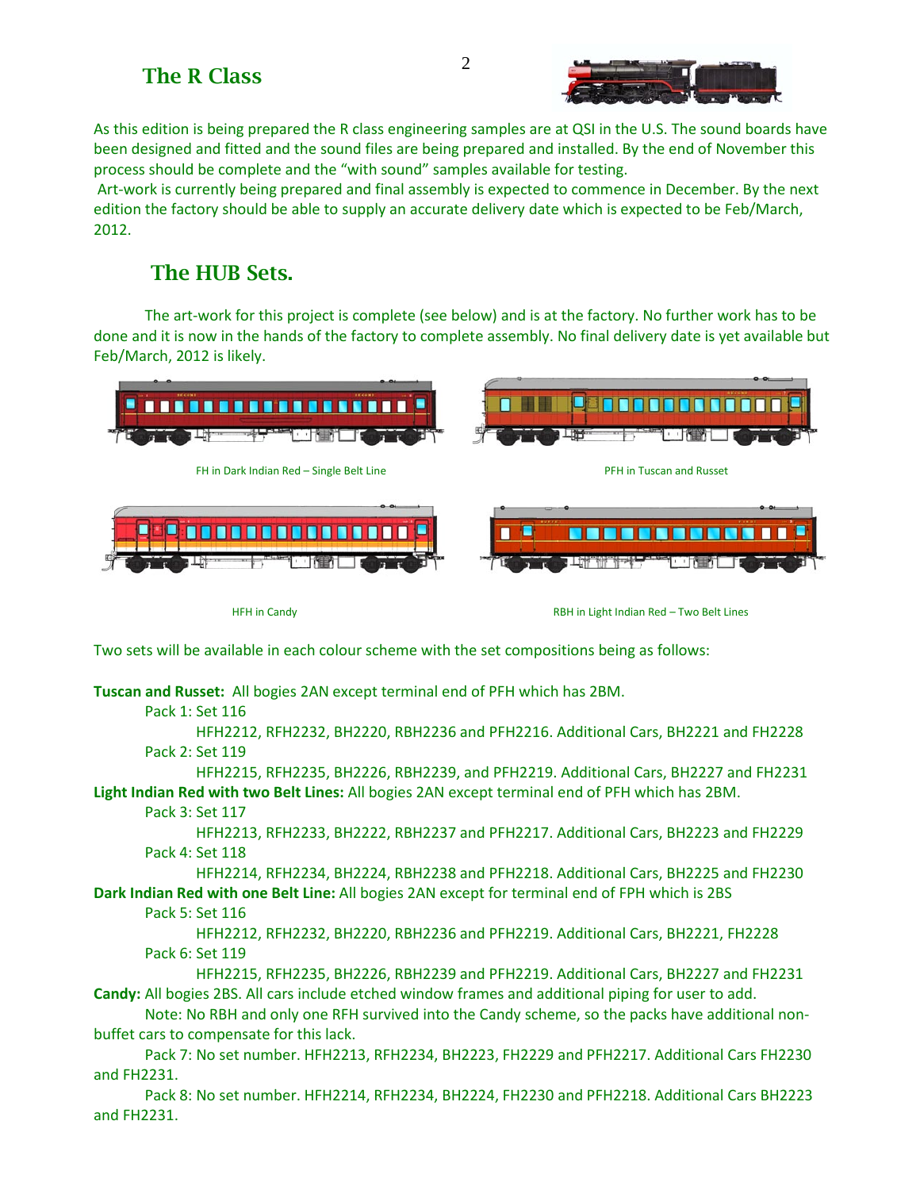## The R Class

As this edition is being prepared the R class engineering samples are at QSI in the U.S. The sound boards have been designed and fitted and the sound files are being prepared and installed. By the end of November this process should be complete and the "with sound" samples available for testing.

Art-work is currently being prepared and final assembly is expected to commence in December. By the next edition the factory should be able to supply an accurate delivery date which is expected to be Feb/March, 2012.

## The HUB Sets.

The art-work for this project is complete (see below) and is at the factory. No further work has to be done and it is now in the hands of the factory to complete assembly. No final delivery date is yet available but Feb/March, 2012 is likely.

FH in Dark Indian Red – Single Belt Line

PFH in Tuscan and Russet

HFH in Candy

RBH in Light Indian Red – Two Belt Lines

Two sets will be available in each colour scheme with the set compositions being as follows:

**Tuscan and Russet:** All bogies 2AN except terminal end of PFH which has 2BM.

Pack 1: Set 116

HFH2212, RFH2232, BH2220, RBH2236 and PFH2216. Additional Cars, BH2221 and FH2228

Pack 2: Set 119

HFH2215, RFH2235, BH2226, RBH2239, and PFH2219. Additional Cars, BH2227 and FH2231

**Light Indian Red with two Belt Lines:** All bogies 2AN except terminal end of PFH which has 2BM.

Pack 3: Set 117

HFH2213, RFH2233, BH2222, RBH2237 and PFH2217. Additional Cars, BH2223 and FH2229

Pack 4: Set 118

HFH2214, RFH2234, BH2224, RBH2238 and PFH2218. Additional Cars, BH2225 and FH2230

**Dark Indian Red with one Belt Line:** All bogies 2AN except for terminal end of FPH which is 2BS

Pack 5: Set 116

HFH2212, RFH2232, BH2220, RBH2236 and PFH2219. Additional Cars, BH2221, FH2228

Pack 6: Set 119

HFH2215, RFH2235, BH2226, RBH2239 and PFH2219. Additional Cars, BH2227 and FH2231

**Candy:** All bogies 2BS. All cars include etched window frames and additional piping for user to add.

Note: No RBH and only one RFH survived into the Candy scheme, so the packs have additional non-buffet cars to compensate for this lack.

Pack 7: No set number. HFH2213, RFH2234, BH2223, FH2229 and PFH2217. Additional Cars FH2230 and FH2231.

Pack 8: No set number. HFH2214, RFH2234, BH2224, FH2230 and PFH2218. Additional Cars BH2223 and FH2231.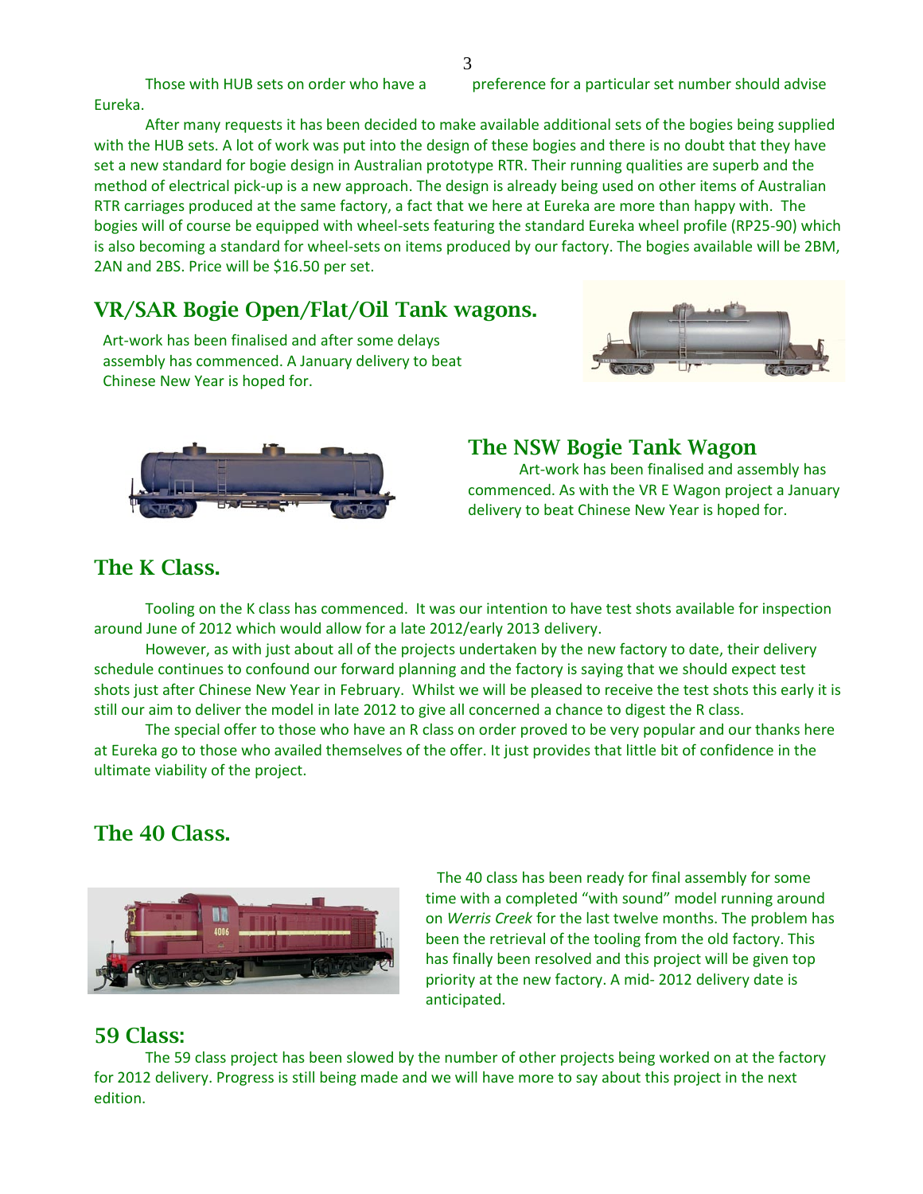Those with HUB sets on order who have a preference for a particular set number should advise Eureka.

After many requests it has been decided to make available additional sets of the bogies being supplied with the HUB sets. A lot of work was put into the design of these bogies and there is no doubt that they have set a new standard for bogie design in Australian prototype RTR. Their running qualities are superb and the method of electrical pick-up is a new approach. The design is already being used on other items of Australian RTR carriages produced at the same factory, a fact that we here at Eureka are more than happy with. The bogies will of course be equipped with wheel-sets featuring the standard Eureka wheel profile (RP25-90) which is also becoming a standard for wheel-sets on items produced by our factory. The bogies available will be 2BM, 2AN and 2BS. Price will be $16.50 per set.

## VR/SAR Bogie Open/Flat/Oil Tank wagons.

Art-work has been finalised and after some delays assembly has commenced. A January delivery to beat Chinese New Year is hoped for.

## The NSW Bogie Tank Wagon

Art-work has been finalised and assembly has commenced. As with the VR E Wagon project a January delivery to beat Chinese New Year is hoped for.

## The K Class.

Tooling on the K class has commenced. It was our intention to have test shots available for inspection around June of 2012 which would allow for a late 2012/early 2013 delivery.

However, as with just about all of the projects undertaken by the new factory to date, their delivery schedule continues to confound our forward planning and the factory is saying that we should expect test shots just after Chinese New Year in February. Whilst we will be pleased to receive the test shots this early it is still our aim to deliver the model in late 2012 to give all concerned a chance to digest the R class.

The special offer to those who have an R class on order proved to be very popular and our thanks here at Eureka go to those who availed themselves of the offer. It just provides that little bit of confidence in the ultimate viability of the project.

## The 40 Class.

The 40 class has been ready for final assembly for some time with a completed "with sound" model running around on *Werris Creek* for the last twelve months. The problem has been the retrieval of the tooling from the old factory. This has finally been resolved and this project will be given top priority at the new factory. A mid- 2012 delivery date is anticipated.

## 59 Class:

The 59 class project has been slowed by the number of other projects being worked on at the factory for 2012 delivery. Progress is still being made and we will have more to say about this project in the next edition.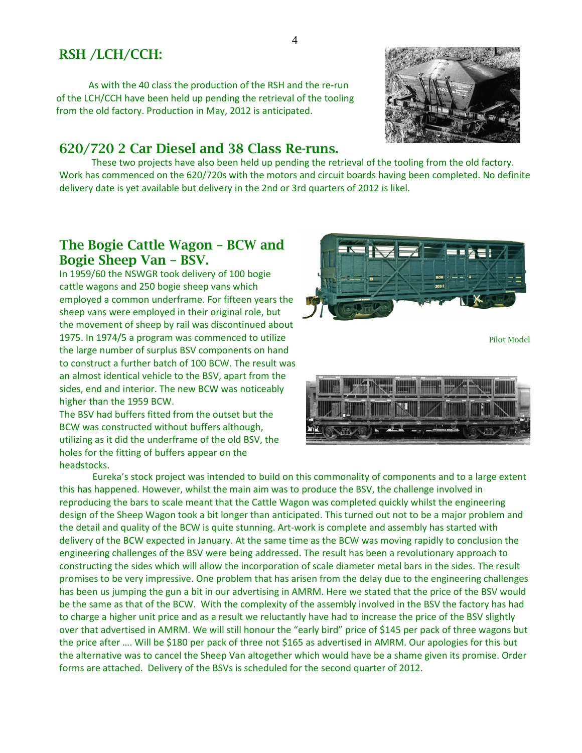## RSH /LCH/CCH:

As with the 40 class the production of the RSH and the re-run of the LCH/CCH have been held up pending the retrieval of the tooling from the old factory. Production in May, 2012 is anticipated.

## 620/720 2 Car Diesel and 38 Class Re-runs.

These two projects have also been held up pending the retrieval of the tooling from the old factory. Work has commenced on the 620/720s with the motors and circuit boards having been completed. No definite delivery date is yet available but delivery in the 2nd or 3rd quarters of 2012 is likel.

## The Bogie Cattle Wagon – BCW and Bogie Sheep Van – BSV.

In 1959/60 the NSWGR took delivery of 100 bogie cattle wagons and 250 bogie sheep vans which employed a common underframe. For fifteen years the sheep vans were employed in their original role, but the movement of sheep by rail was discontinued about 1975. In 1974/5 a program was commenced to utilize the large number of surplus BSV components on hand to construct a further batch of 100 BCW. The result was an almost identical vehicle to the BSV, apart from the sides, end and interior. The new BCW was noticeably higher than the 1959 BCW.

The BSV had buffers fitted from the outset but the BCW was constructed without buffers although, utilizing as it did the underframe of the old BSV, the holes for the fitting of buffers appear on the headstocks.

Pilot Model

Eureka's stock project was intended to build on this commonality of components and to a large extent this has happened. However, whilst the main aim was to produce the BSV, the challenge involved in reproducing the bars to scale meant that the Cattle Wagon was completed quickly whilst the engineering design of the Sheep Wagon took a bit longer than anticipated. This turned out not to be a major problem and the detail and quality of the BCW is quite stunning. Art-work is complete and assembly has started with delivery of the BCW expected in January. At the same time as the BCW was moving rapidly to conclusion the engineering challenges of the BSV were being addressed. The result has been a revolutionary approach to constructing the sides which will allow the incorporation of scale diameter metal bars in the sides. The result promises to be very impressive. One problem that has arisen from the delay due to the engineering challenges has been us jumping the gun a bit in our advertising in AMRM. Here we stated that the price of the BSV would be the same as that of the BCW. With the complexity of the assembly involved in the BSV the factory has had to charge a higher unit price and as a result we reluctantly have had to increase the price of the BSV slightly over that advertised in AMRM. We will still honour the "early bird" price of $145 per pack of three wagons but the price after …. Will be $180 per pack of three not $165 as advertised in AMRM. Our apologies for this but the alternative was to cancel the Sheep Van altogether which would have be a shame given its promise. Order forms are attached. Delivery of the BSVs is scheduled for the second quarter of 2012.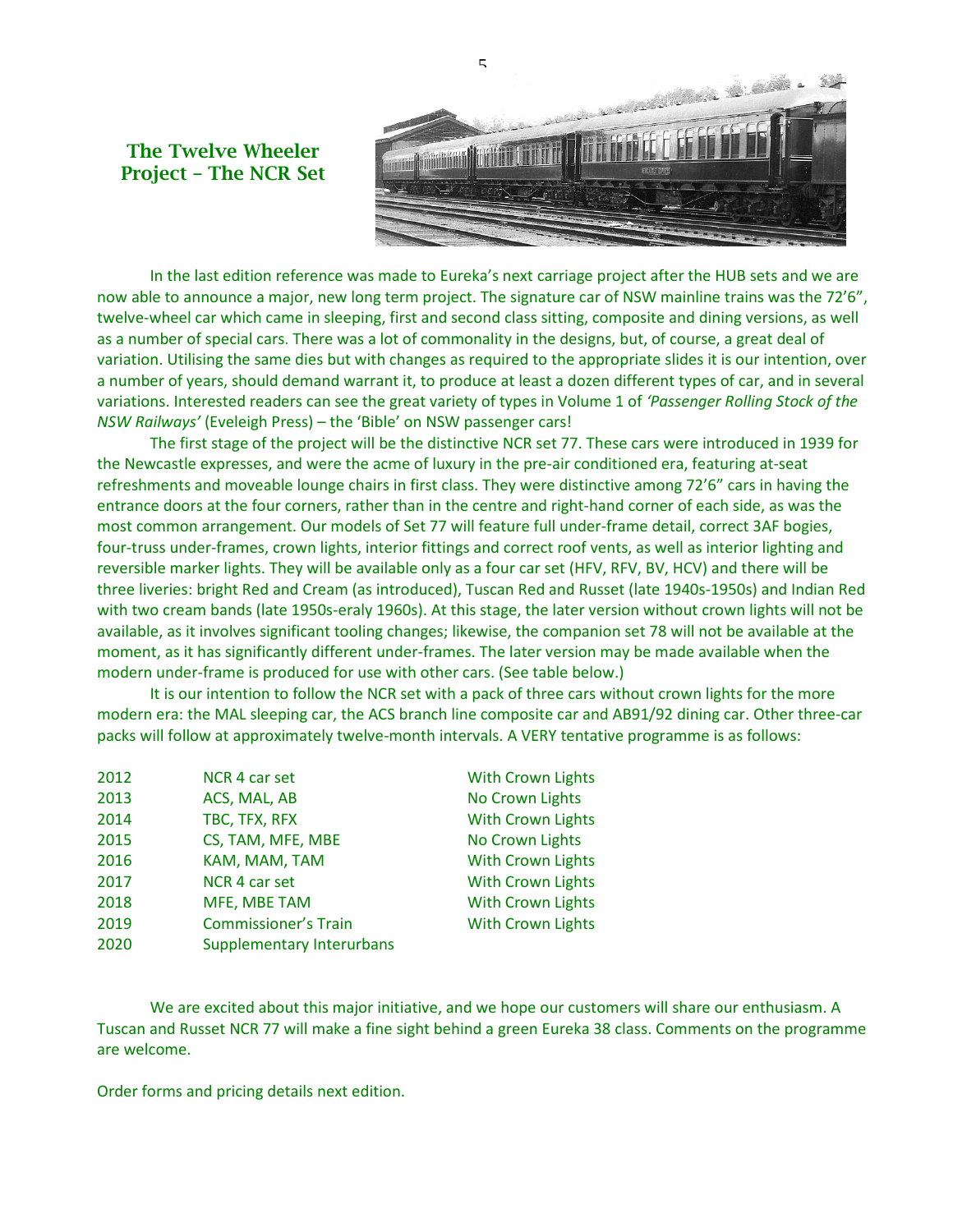# The Twelve Wheeler Project – The NCR Set

In the last edition reference was made to Eureka's next carriage project after the HUB sets and we are now able to announce a major, new long term project. The signature car of NSW mainline trains was the 72'6", twelve-wheel car which came in sleeping, first and second class sitting, composite and dining versions, as well as a number of special cars. There was a lot of commonality in the designs, but, of course, a great deal of variation. Utilising the same dies but with changes as required to the appropriate slides it is our intention, over a number of years, should demand warrant it, to produce at least a dozen different types of car, and in several variations. Interested readers can see the great variety of types in Volume 1 of *'Passenger Rolling Stock of the NSW Railways'* (Eveleigh Press) – the 'Bible' on NSW passenger cars!

The first stage of the project will be the distinctive NCR set 77. These cars were introduced in 1939 for the Newcastle expresses, and were the acme of luxury in the pre-air conditioned era, featuring at-seat refreshments and moveable lounge chairs in first class. They were distinctive among 72'6" cars in having the entrance doors at the four corners, rather than in the centre and right-hand corner of each side, as was the most common arrangement. Our models of Set 77 will feature full under-frame detail, correct 3AF bogies, four-truss under-frames, crown lights, interior fittings and correct roof vents, as well as interior lighting and reversible marker lights. They will be available only as a four car set (HFV, RFV, BV, HCV) and there will be three liveries: bright Red and Cream (as introduced), Tuscan Red and Russet (late 1940s-1950s) and Indian Red with two cream bands (late 1950s-eraly 1960s). At this stage, the later version without crown lights will not be available, as it involves significant tooling changes; likewise, the companion set 78 will not be available at the moment, as it has significantly different under-frames. The later version may be made available when the modern under-frame is produced for use with other cars. (See table below.)

It is our intention to follow the NCR set with a pack of three cars without crown lights for the more modern era: the MAL sleeping car, the ACS branch line composite car and AB91/92 dining car. Other three-car packs will follow at approximately twelve-month intervals. A VERY tentative programme is as follows:

| | | |
|---|---|---|
| 2012 | NCR 4 car set | With Crown Lights |
| 2013 | ACS, MAL, AB | No Crown Lights |
| 2014 | TBC, TFX, RFX | With Crown Lights |
| 2015 | CS, TAM, MFE, MBE | No Crown Lights |
| 2016 | KAM, MAM, TAM | With Crown Lights |
| 2017 | NCR 4 car set | With Crown Lights |
| 2018 | MFE, MBE TAM | With Crown Lights |
| 2019 | Commissioner's Train | With Crown Lights |
| 2020 | Supplementary Interurbans | |

We are excited about this major initiative, and we hope our customers will share our enthusiasm. A Tuscan and Russet NCR 77 will make a fine sight behind a green Eureka 38 class. Comments on the programme are welcome.

Order forms and pricing details next edition.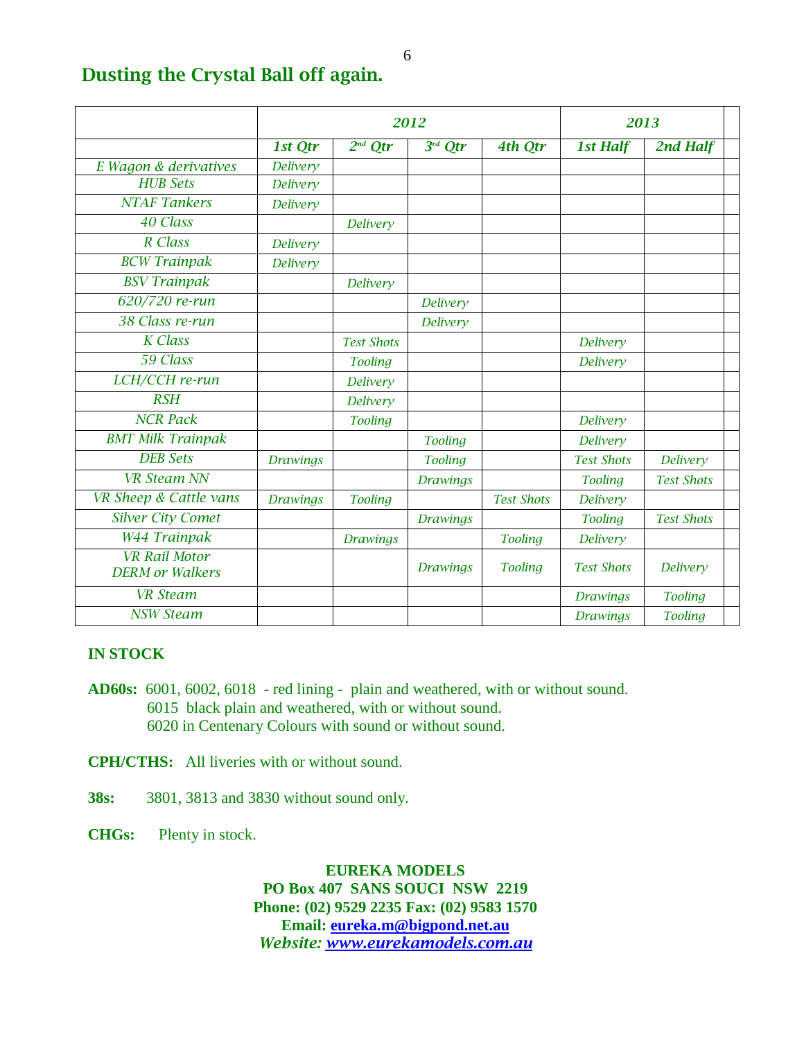## Dusting the Crystal Ball off again.

| | 2012 | | | | 2013 | | |
|---|---|---|---|---|---|---|---|
| | 1st Qtr | 2nd Qtr | 3rd Qtr | 4th Qtr | 1st Half | 2nd Half | |
| E Wagon & derivatives | Delivery | | | | | | |
| HUB Sets | Delivery | | | | | | |
| NTAF Tankers | Delivery | | | | | | |
| 40 Class | | Delivery | | | | | |
| R Class | Delivery | | | | | | |
| BCW Trainpak | Delivery | | | | | | |
| BSV Trainpak | | Delivery | | | | | |
| 620/720 re-run | | | Delivery | | | | |
| 38 Class re-run | | | Delivery | | | | |
| K Class | | Test Shots | | | Delivery | | |
| 59 Class | | Tooling | | | Delivery | | |
| LCH/CCH re-run | | Delivery | | | | | |
| RSH | | Delivery | | | | | |
| NCR Pack | | Tooling | | | Delivery | | |
| BMT Milk Trainpak | | | Tooling | | Delivery | | |
| DEB Sets | Drawings | | Tooling | | Test Shots | Delivery | |
| VR Steam NN | | | Drawings | | Tooling | Test Shots | |
| VR Sheep & Cattle vans | Drawings | Tooling | | Test Shots | Delivery | | |
| Silver City Comet | | | Drawings | | Tooling | Test Shots | |
| W44 Trainpak | | Drawings | | Tooling | Delivery | | |
| VR Rail Motor DERM or Walkers | | | Drawings | Tooling | Test Shots | Delivery | |
| VR Steam | | | | | Drawings | Tooling | |
| NSW Steam | | | | | Drawings | Tooling | |

**IN STOCK**

**AD60s:** 6001, 6002, 6018 - red lining - plain and weathered, with or without sound.
6015 black plain and weathered, with or without sound.
6020 in Centenary Colours with sound or without sound.

**CPH/CTHS:** All liveries with or without sound.

**38s:** 3801, 3813 and 3830 without sound only.

**CHGs:** Plenty in stock.

**EUREKA MODELS**
**PO Box 407 SANS SOUCI NSW 2219**
**Phone: (02) 9529 2235 Fax: (02) 9583 1570**
**Email: eureka.m@bigpond.net.au**
***Website: www.eurekamodels.com.au***